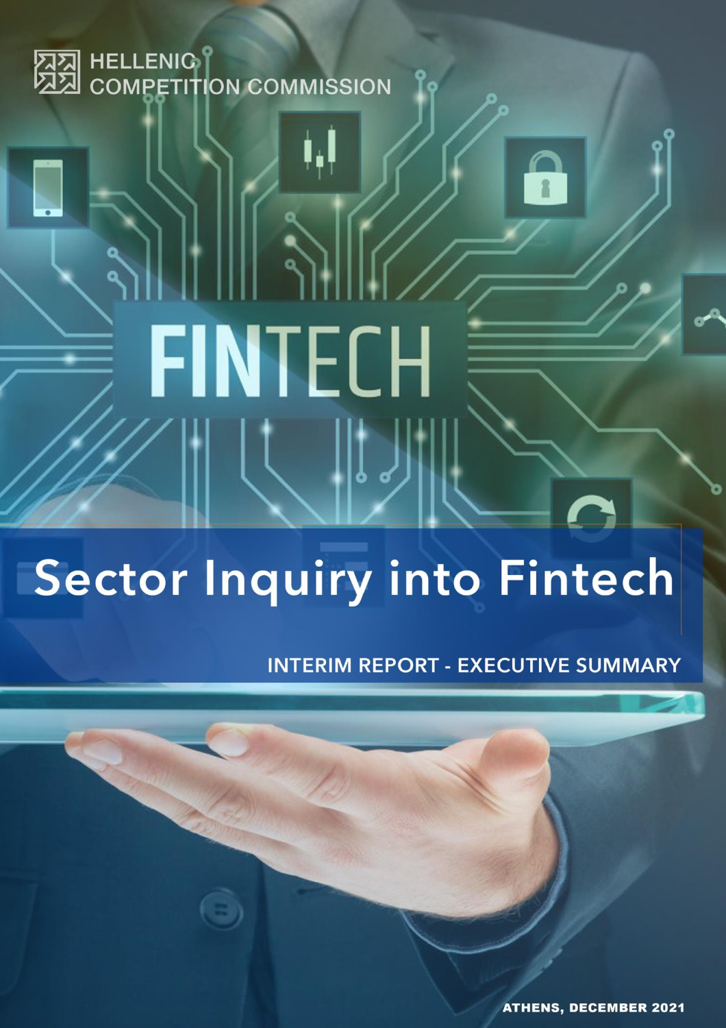HELLENIC COMPETITION COMMISSION

FINTECH

# Sector Inquiry into Fintech

## INTERIM REPORT - EXECUTIVE SUMMARY

ATHENS, DECEMBER 2021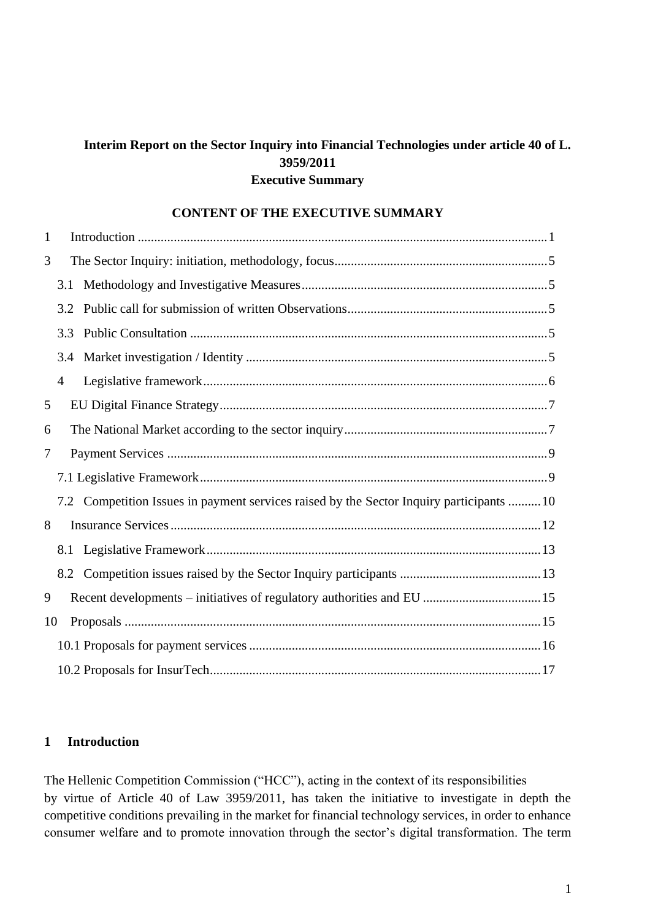**Interim Report on the Sector Inquiry into Financial Technologies under article 40 of L. 3959/2011**
**Executive Summary**

**CONTENT OF THE EXECUTIVE SUMMARY**

1 Introduction ..... 1
3 The Sector Inquiry: initiation, methodology, focus ..... 5
  3.1 Methodology and Investigative Measures ..... 5
  3.2 Public call for submission of written Observations ..... 5
  3.3 Public Consultation ..... 5
  3.4 Market investigation / Identity ..... 5
  4 Legislative framework ..... 6
5 EU Digital Finance Strategy ..... 7
6 The National Market according to the sector inquiry ..... 7
7 Payment Services ..... 9
  7.1 Legislative Framework ..... 9
  7.2 Competition Issues in payment services raised by the Sector Inquiry participants ..... 10
8 Insurance Services ..... 12
  8.1 Legislative Framework ..... 13
  8.2 Competition issues raised by the Sector Inquiry participants ..... 13
9 Recent developments – initiatives of regulatory authorities and EU ..... 15
10 Proposals ..... 15
  10.1 Proposals for payment services ..... 16
  10.2 Proposals for InsurTech ..... 17

## 1 Introduction

The Hellenic Competition Commission ("HCC"), acting in the context of its responsibilities by virtue of Article 40 of Law 3959/2011, has taken the initiative to investigate in depth the competitive conditions prevailing in the market for financial technology services, in order to enhance consumer welfare and to promote innovation through the sector's digital transformation. The term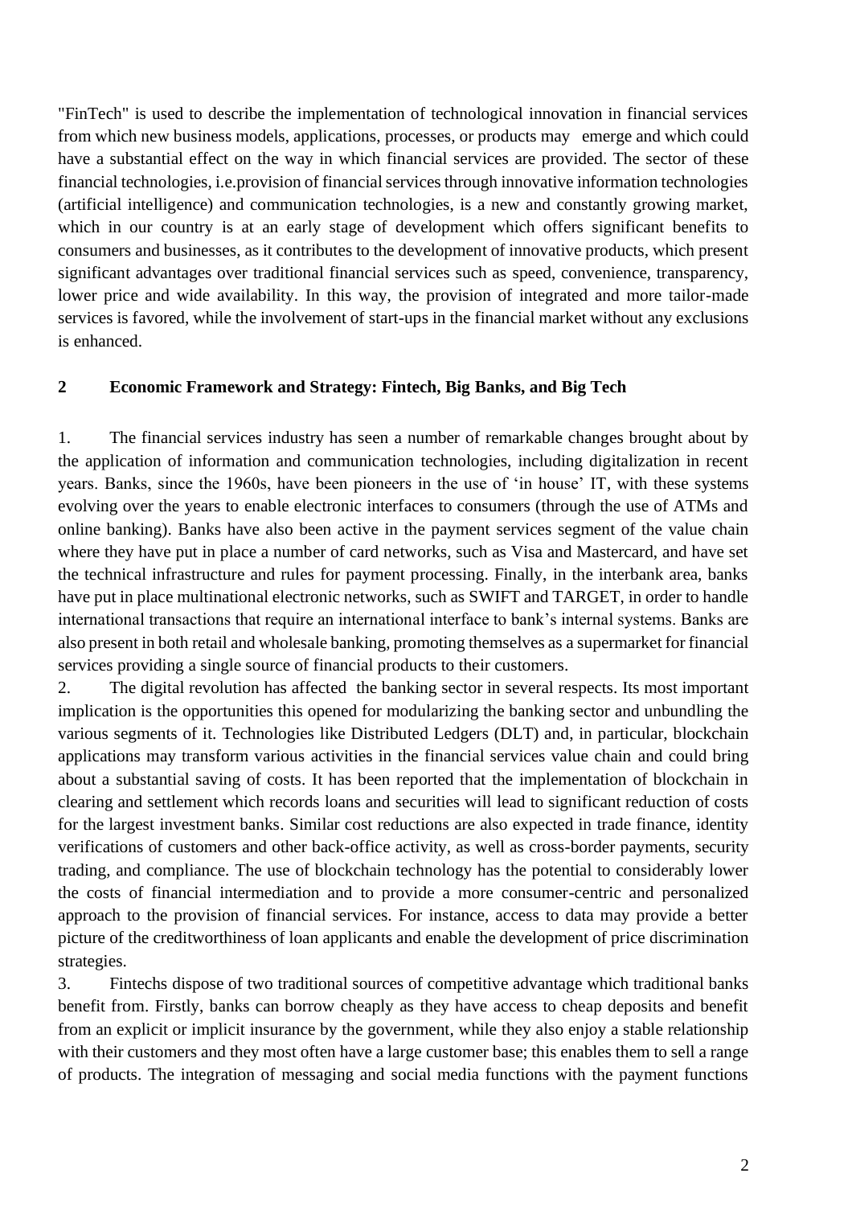"FinTech" is used to describe the implementation of technological innovation in financial services from which new business models, applications, processes, or products may emerge and which could have a substantial effect on the way in which financial services are provided. The sector of these financial technologies, i.e.provision of financial services through innovative information technologies (artificial intelligence) and communication technologies, is a new and constantly growing market, which in our country is at an early stage of development which offers significant benefits to consumers and businesses, as it contributes to the development of innovative products, which present significant advantages over traditional financial services such as speed, convenience, transparency, lower price and wide availability. In this way, the provision of integrated and more tailor-made services is favored, while the involvement of start-ups in the financial market without any exclusions is enhanced.

## 2 Economic Framework and Strategy: Fintech, Big Banks, and Big Tech

1. The financial services industry has seen a number of remarkable changes brought about by the application of information and communication technologies, including digitalization in recent years. Banks, since the 1960s, have been pioneers in the use of 'in house' IT, with these systems evolving over the years to enable electronic interfaces to consumers (through the use of ATMs and online banking). Banks have also been active in the payment services segment of the value chain where they have put in place a number of card networks, such as Visa and Mastercard, and have set the technical infrastructure and rules for payment processing. Finally, in the interbank area, banks have put in place multinational electronic networks, such as SWIFT and TARGET, in order to handle international transactions that require an international interface to bank's internal systems. Banks are also present in both retail and wholesale banking, promoting themselves as a supermarket for financial services providing a single source of financial products to their customers.

2. The digital revolution has affected the banking sector in several respects. Its most important implication is the opportunities this opened for modularizing the banking sector and unbundling the various segments of it. Technologies like Distributed Ledgers (DLT) and, in particular, blockchain applications may transform various activities in the financial services value chain and could bring about a substantial saving of costs. It has been reported that the implementation of blockchain in clearing and settlement which records loans and securities will lead to significant reduction of costs for the largest investment banks. Similar cost reductions are also expected in trade finance, identity verifications of customers and other back-office activity, as well as cross-border payments, security trading, and compliance. The use of blockchain technology has the potential to considerably lower the costs of financial intermediation and to provide a more consumer-centric and personalized approach to the provision of financial services. For instance, access to data may provide a better picture of the creditworthiness of loan applicants and enable the development of price discrimination strategies.

3. Fintechs dispose of two traditional sources of competitive advantage which traditional banks benefit from. Firstly, banks can borrow cheaply as they have access to cheap deposits and benefit from an explicit or implicit insurance by the government, while they also enjoy a stable relationship with their customers and they most often have a large customer base; this enables them to sell a range of products. The integration of messaging and social media functions with the payment functions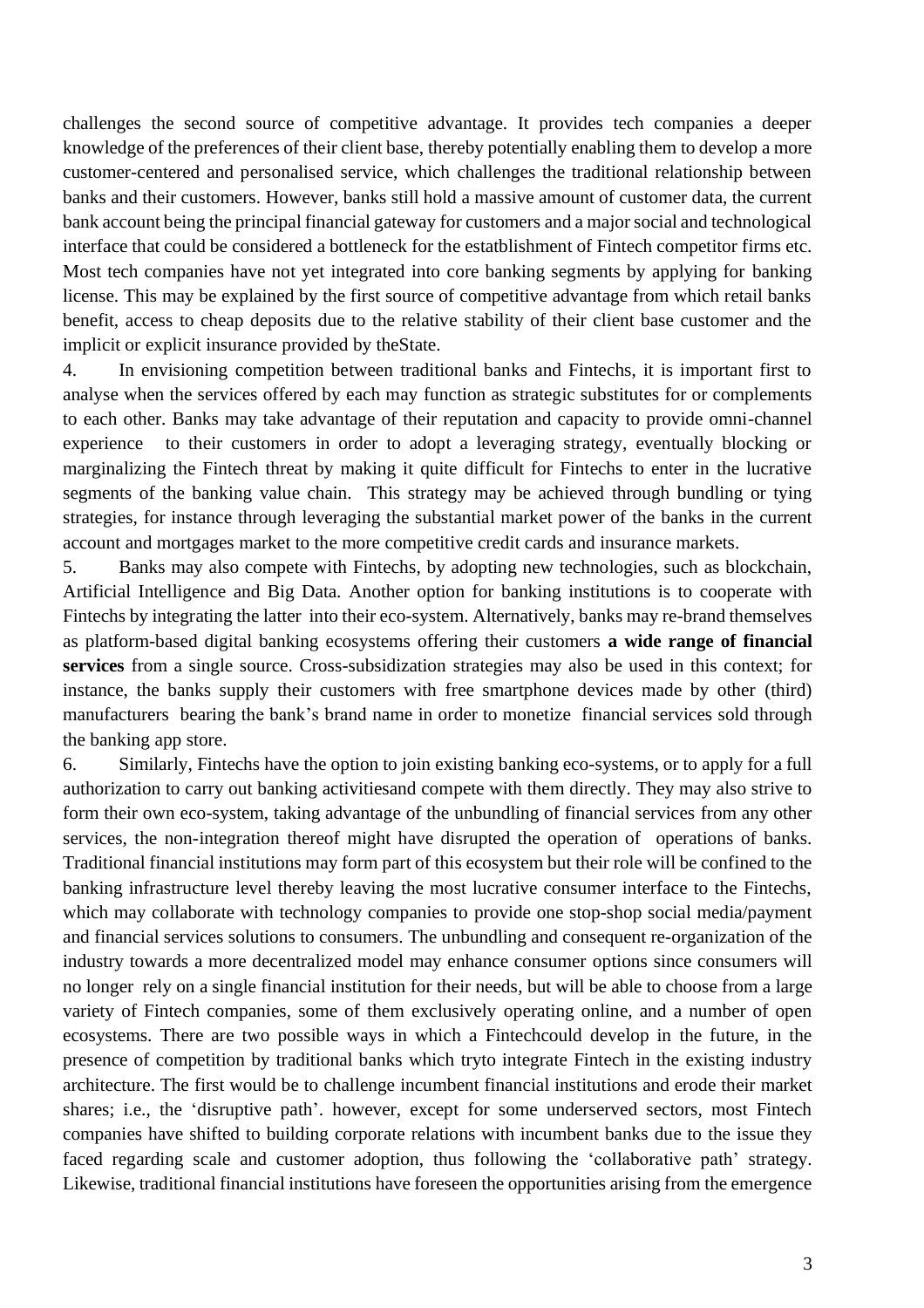challenges the second source of competitive advantage. It provides tech companies a deeper knowledge of the preferences of their client base, thereby potentially enabling them to develop a more customer-centered and personalised service, which challenges the traditional relationship between banks and their customers. However, banks still hold a massive amount of customer data, the current bank account being the principal financial gateway for customers and a major social and technological interface that could be considered a bottleneck for the estatblishment of Fintech competitor firms etc. Most tech companies have not yet integrated into core banking segments by applying for banking license. This may be explained by the first source of competitive advantage from which retail banks benefit, access to cheap deposits due to the relative stability of their client base customer and the implicit or explicit insurance provided by theState.

4. In envisioning competition between traditional banks and Fintechs, it is important first to analyse when the services offered by each may function as strategic substitutes for or complements to each other. Banks may take advantage of their reputation and capacity to provide omni-channel experience to their customers in order to adopt a leveraging strategy, eventually blocking or marginalizing the Fintech threat by making it quite difficult for Fintechs to enter in the lucrative segments of the banking value chain. This strategy may be achieved through bundling or tying strategies, for instance through leveraging the substantial market power of the banks in the current account and mortgages market to the more competitive credit cards and insurance markets.

5. Banks may also compete with Fintechs, by adopting new technologies, such as blockchain, Artificial Intelligence and Big Data. Another option for banking institutions is to cooperate with Fintechs by integrating the latter into their eco-system. Alternatively, banks may re-brand themselves as platform-based digital banking ecosystems offering their customers **a wide range of financial services** from a single source. Cross-subsidization strategies may also be used in this context; for instance, the banks supply their customers with free smartphone devices made by other (third) manufacturers bearing the bank's brand name in order to monetize financial services sold through the banking app store.

6. Similarly, Fintechs have the option to join existing banking eco-systems, or to apply for a full authorization to carry out banking activitiesand compete with them directly. They may also strive to form their own eco-system, taking advantage of the unbundling of financial services from any other services, the non-integration thereof might have disrupted the operation of operations of banks. Traditional financial institutions may form part of this ecosystem but their role will be confined to the banking infrastructure level thereby leaving the most lucrative consumer interface to the Fintechs, which may collaborate with technology companies to provide one stop-shop social media/payment and financial services solutions to consumers. The unbundling and consequent re-organization of the industry towards a more decentralized model may enhance consumer options since consumers will no longer rely on a single financial institution for their needs, but will be able to choose from a large variety of Fintech companies, some of them exclusively operating online, and a number of open ecosystems. There are two possible ways in which a Fintechcould develop in the future, in the presence of competition by traditional banks which tryto integrate Fintech in the existing industry architecture. The first would be to challenge incumbent financial institutions and erode their market shares; i.e., the 'disruptive path'. however, except for some underserved sectors, most Fintech companies have shifted to building corporate relations with incumbent banks due to the issue they faced regarding scale and customer adoption, thus following the 'collaborative path' strategy. Likewise, traditional financial institutions have foreseen the opportunities arising from the emergence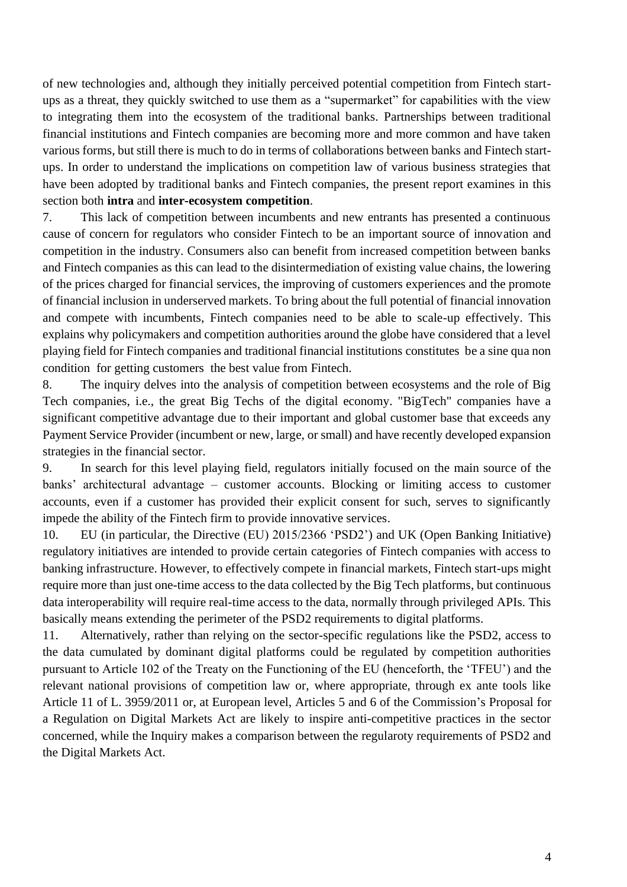of new technologies and, although they initially perceived potential competition from Fintech start-ups as a threat, they quickly switched to use them as a "supermarket" for capabilities with the view to integrating them into the ecosystem of the traditional banks. Partnerships between traditional financial institutions and Fintech companies are becoming more and more common and have taken various forms, but still there is much to do in terms of collaborations between banks and Fintech start-ups. In order to understand the implications on competition law of various business strategies that have been adopted by traditional banks and Fintech companies, the present report examines in this section both **intra** and **inter-ecosystem competition**.

7. This lack of competition between incumbents and new entrants has presented a continuous cause of concern for regulators who consider Fintech to be an important source of innovation and competition in the industry. Consumers also can benefit from increased competition between banks and Fintech companies as this can lead to the disintermediation of existing value chains, the lowering of the prices charged for financial services, the improving of customers experiences and the promote of financial inclusion in underserved markets. To bring about the full potential of financial innovation and compete with incumbents, Fintech companies need to be able to scale-up effectively. This explains why policymakers and competition authorities around the globe have considered that a level playing field for Fintech companies and traditional financial institutions constitutes be a sine qua non condition for getting customers the best value from Fintech.

8. The inquiry delves into the analysis of competition between ecosystems and the role of Big Tech companies, i.e., the great Big Techs of the digital economy. "BigTech" companies have a significant competitive advantage due to their important and global customer base that exceeds any Payment Service Provider (incumbent or new, large, or small) and have recently developed expansion strategies in the financial sector.

9. In search for this level playing field, regulators initially focused on the main source of the banks' architectural advantage – customer accounts. Blocking or limiting access to customer accounts, even if a customer has provided their explicit consent for such, serves to significantly impede the ability of the Fintech firm to provide innovative services.

10. EU (in particular, the Directive (EU) 2015/2366 'PSD2') and UK (Open Banking Initiative) regulatory initiatives are intended to provide certain categories of Fintech companies with access to banking infrastructure. However, to effectively compete in financial markets, Fintech start-ups might require more than just one-time access to the data collected by the Big Tech platforms, but continuous data interoperability will require real-time access to the data, normally through privileged APIs. This basically means extending the perimeter of the PSD2 requirements to digital platforms.

11. Alternatively, rather than relying on the sector-specific regulations like the PSD2, access to the data cumulated by dominant digital platforms could be regulated by competition authorities pursuant to Article 102 of the Treaty on the Functioning of the EU (henceforth, the 'TFEU') and the relevant national provisions of competition law or, where appropriate, through ex ante tools like Article 11 of L. 3959/2011 or, at European level, Articles 5 and 6 of the Commission's Proposal for a Regulation on Digital Markets Act are likely to inspire anti-competitive practices in the sector concerned, while the Inquiry makes a comparison between the regularoty requirements of PSD2 and the Digital Markets Act.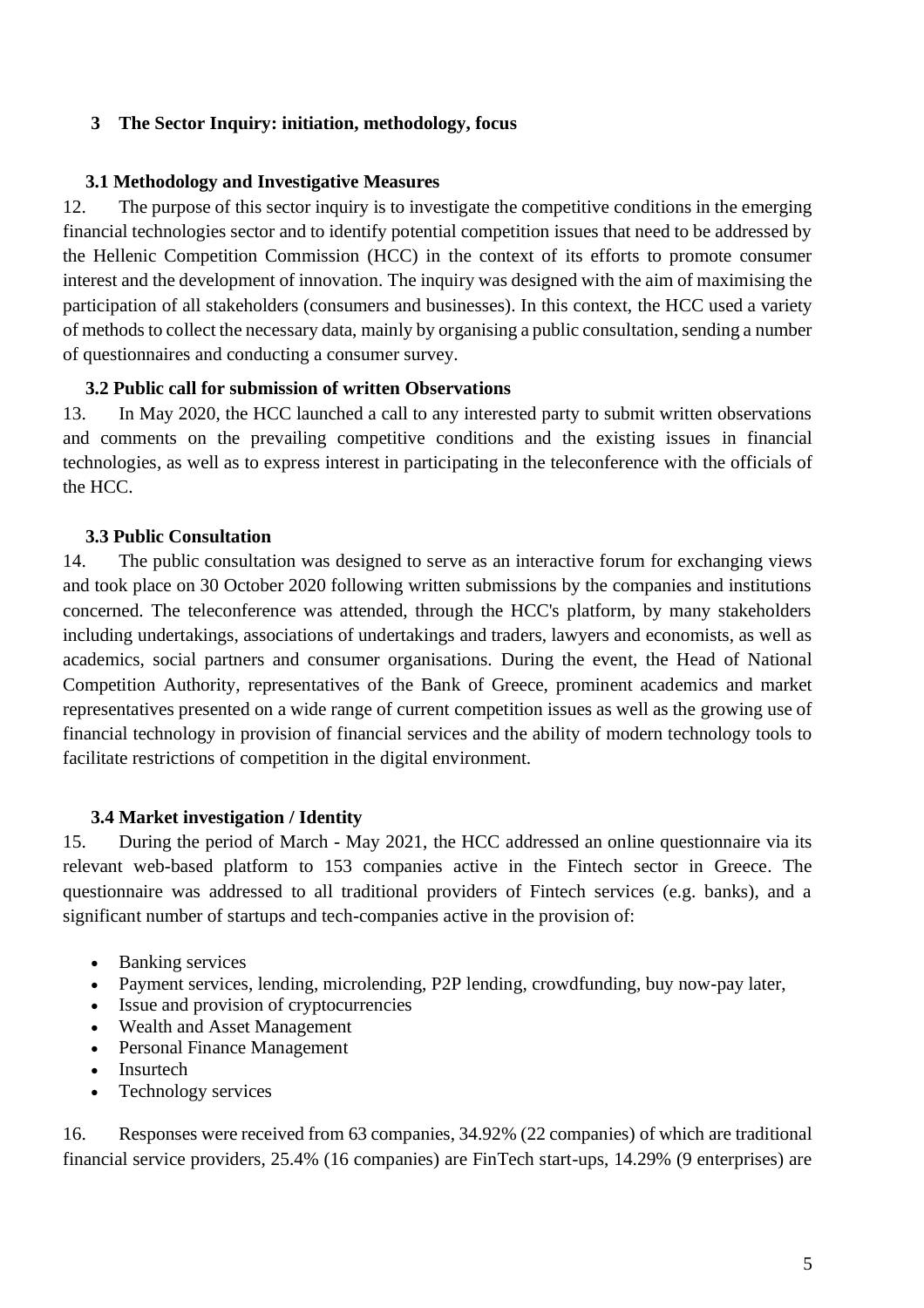## 3 The Sector Inquiry: initiation, methodology, focus

### 3.1 Methodology and Investigative Measures

12. The purpose of this sector inquiry is to investigate the competitive conditions in the emerging financial technologies sector and to identify potential competition issues that need to be addressed by the Hellenic Competition Commission (HCC) in the context of its efforts to promote consumer interest and the development of innovation. The inquiry was designed with the aim of maximising the participation of all stakeholders (consumers and businesses). In this context, the HCC used a variety of methods to collect the necessary data, mainly by organising a public consultation, sending a number of questionnaires and conducting a consumer survey.

### 3.2 Public call for submission of written Observations

13. In May 2020, the HCC launched a call to any interested party to submit written observations and comments on the prevailing competitive conditions and the existing issues in financial technologies, as well as to express interest in participating in the teleconference with the officials of the HCC.

### 3.3 Public Consultation

14. The public consultation was designed to serve as an interactive forum for exchanging views and took place on 30 October 2020 following written submissions by the companies and institutions concerned. The teleconference was attended, through the HCC's platform, by many stakeholders including undertakings, associations of undertakings and traders, lawyers and economists, as well as academics, social partners and consumer organisations. During the event, the Head of National Competition Authority, representatives of the Bank of Greece, prominent academics and market representatives presented on a wide range of current competition issues as well as the growing use of financial technology in provision of financial services and the ability of modern technology tools to facilitate restrictions of competition in the digital environment.

### 3.4 Market investigation / Identity

15. During the period of March - May 2021, the HCC addressed an online questionnaire via its relevant web-based platform to 153 companies active in the Fintech sector in Greece. The questionnaire was addressed to all traditional providers of Fintech services (e.g. banks), and a significant number of startups and tech-companies active in the provision of:

- Banking services
- Payment services, lending, microlending, P2P lending, crowdfunding, buy now-pay later,
- Issue and provision of cryptocurrencies
- Wealth and Asset Management
- Personal Finance Management
- Insurtech
- Technology services

16. Responses were received from 63 companies, 34.92% (22 companies) of which are traditional financial service providers, 25.4% (16 companies) are FinTech start-ups, 14.29% (9 enterprises) are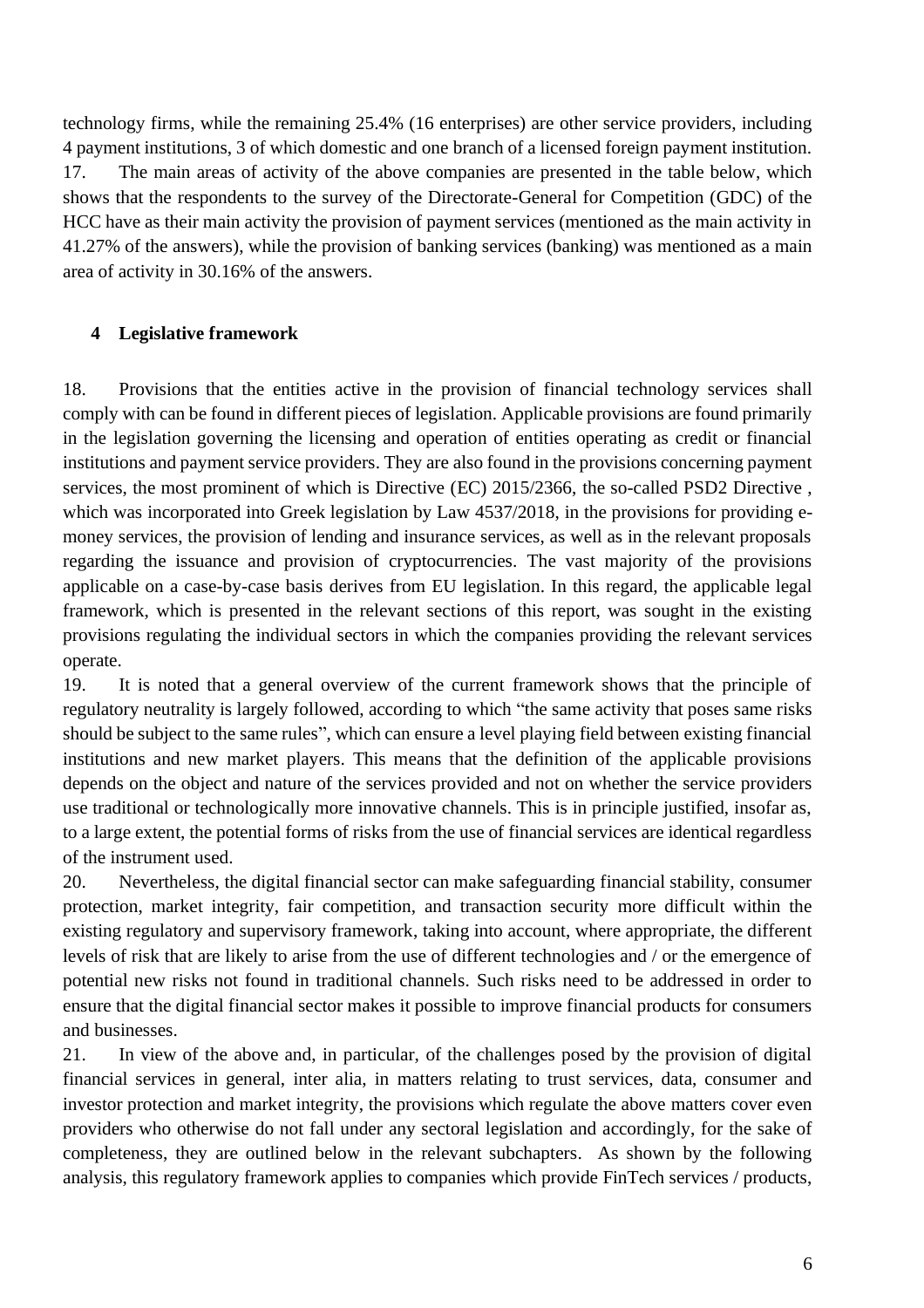technology firms, while the remaining 25.4% (16 enterprises) are other service providers, including 4 payment institutions, 3 of which domestic and one branch of a licensed foreign payment institution.

17. The main areas of activity of the above companies are presented in the table below, which shows that the respondents to the survey of the Directorate-General for Competition (GDC) of the HCC have as their main activity the provision of payment services (mentioned as the main activity in 41.27% of the answers), while the provision of banking services (banking) was mentioned as a main area of activity in 30.16% of the answers.

## 4 Legislative framework

18. Provisions that the entities active in the provision of financial technology services shall comply with can be found in different pieces of legislation. Applicable provisions are found primarily in the legislation governing the licensing and operation of entities operating as credit or financial institutions and payment service providers. They are also found in the provisions concerning payment services, the most prominent of which is Directive (EC) 2015/2366, the so-called PSD2 Directive , which was incorporated into Greek legislation by Law 4537/2018, in the provisions for providing e-money services, the provision of lending and insurance services, as well as in the relevant proposals regarding the issuance and provision of cryptocurrencies. The vast majority of the provisions applicable on a case-by-case basis derives from EU legislation. In this regard, the applicable legal framework, which is presented in the relevant sections of this report, was sought in the existing provisions regulating the individual sectors in which the companies providing the relevant services operate.

19. It is noted that a general overview of the current framework shows that the principle of regulatory neutrality is largely followed, according to which "the same activity that poses same risks should be subject to the same rules", which can ensure a level playing field between existing financial institutions and new market players. This means that the definition of the applicable provisions depends on the object and nature of the services provided and not on whether the service providers use traditional or technologically more innovative channels. This is in principle justified, insofar as, to a large extent, the potential forms of risks from the use of financial services are identical regardless of the instrument used.

20. Nevertheless, the digital financial sector can make safeguarding financial stability, consumer protection, market integrity, fair competition, and transaction security more difficult within the existing regulatory and supervisory framework, taking into account, where appropriate, the different levels of risk that are likely to arise from the use of different technologies and / or the emergence of potential new risks not found in traditional channels. Such risks need to be addressed in order to ensure that the digital financial sector makes it possible to improve financial products for consumers and businesses.

21. In view of the above and, in particular, of the challenges posed by the provision of digital financial services in general, inter alia, in matters relating to trust services, data, consumer and investor protection and market integrity, the provisions which regulate the above matters cover even providers who otherwise do not fall under any sectoral legislation and accordingly, for the sake of completeness, they are outlined below in the relevant subchapters. As shown by the following analysis, this regulatory framework applies to companies which provide FinTech services / products,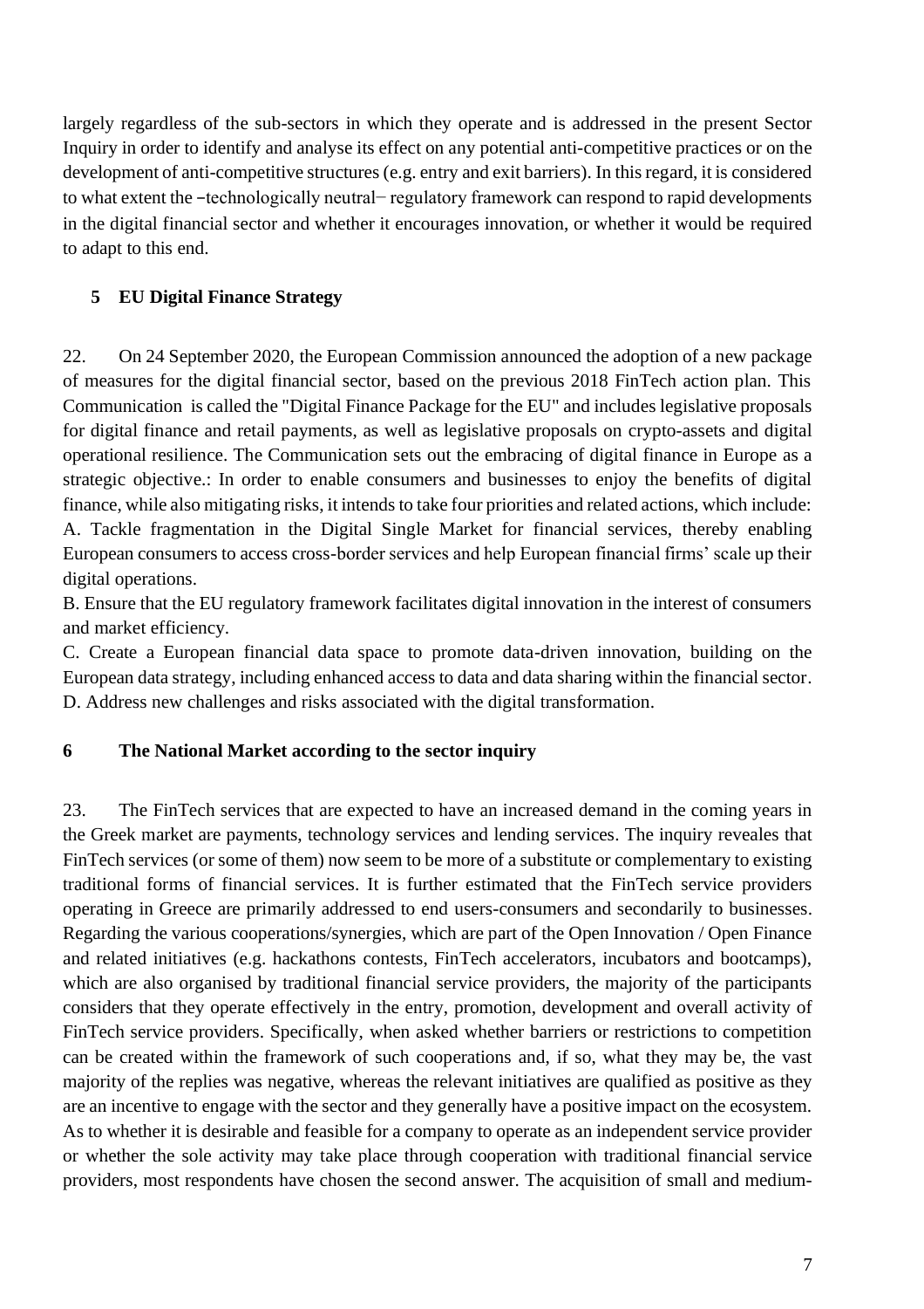largely regardless of the sub-sectors in which they operate and is addressed in the present Sector Inquiry in order to identify and analyse its effect on any potential anti-competitive practices or on the development of anti-competitive structures (e.g. entry and exit barriers). In this regard, it is considered to what extent the –technologically neutral– regulatory framework can respond to rapid developments in the digital financial sector and whether it encourages innovation, or whether it would be required to adapt to this end.

## 5 EU Digital Finance Strategy

22. On 24 September 2020, the European Commission announced the adoption of a new package of measures for the digital financial sector, based on the previous 2018 FinTech action plan. This Communication is called the "Digital Finance Package for the EU" and includes legislative proposals for digital finance and retail payments, as well as legislative proposals on crypto-assets and digital operational resilience. The Communication sets out the embracing of digital finance in Europe as a strategic objective.: In order to enable consumers and businesses to enjoy the benefits of digital finance, while also mitigating risks, it intends to take four priorities and related actions, which include:
A. Tackle fragmentation in the Digital Single Market for financial services, thereby enabling European consumers to access cross-border services and help European financial firms' scale up their digital operations.
B. Ensure that the EU regulatory framework facilitates digital innovation in the interest of consumers and market efficiency.
C. Create a European financial data space to promote data-driven innovation, building on the European data strategy, including enhanced access to data and data sharing within the financial sector.
D. Address new challenges and risks associated with the digital transformation.

## 6 The National Market according to the sector inquiry

23. The FinTech services that are expected to have an increased demand in the coming years in the Greek market are payments, technology services and lending services. The inquiry reveales that FinTech services (or some of them) now seem to be more of a substitute or complementary to existing traditional forms of financial services. It is further estimated that the FinTech service providers operating in Greece are primarily addressed to end users-consumers and secondarily to businesses. Regarding the various cooperations/synergies, which are part of the Open Innovation / Open Finance and related initiatives (e.g. hackathons contests, FinTech accelerators, incubators and bootcamps), which are also organised by traditional financial service providers, the majority of the participants considers that they operate effectively in the entry, promotion, development and overall activity of FinTech service providers. Specifically, when asked whether barriers or restrictions to competition can be created within the framework of such cooperations and, if so, what they may be, the vast majority of the replies was negative, whereas the relevant initiatives are qualified as positive as they are an incentive to engage with the sector and they generally have a positive impact on the ecosystem. As to whether it is desirable and feasible for a company to operate as an independent service provider or whether the sole activity may take place through cooperation with traditional financial service providers, most respondents have chosen the second answer. The acquisition of small and medium-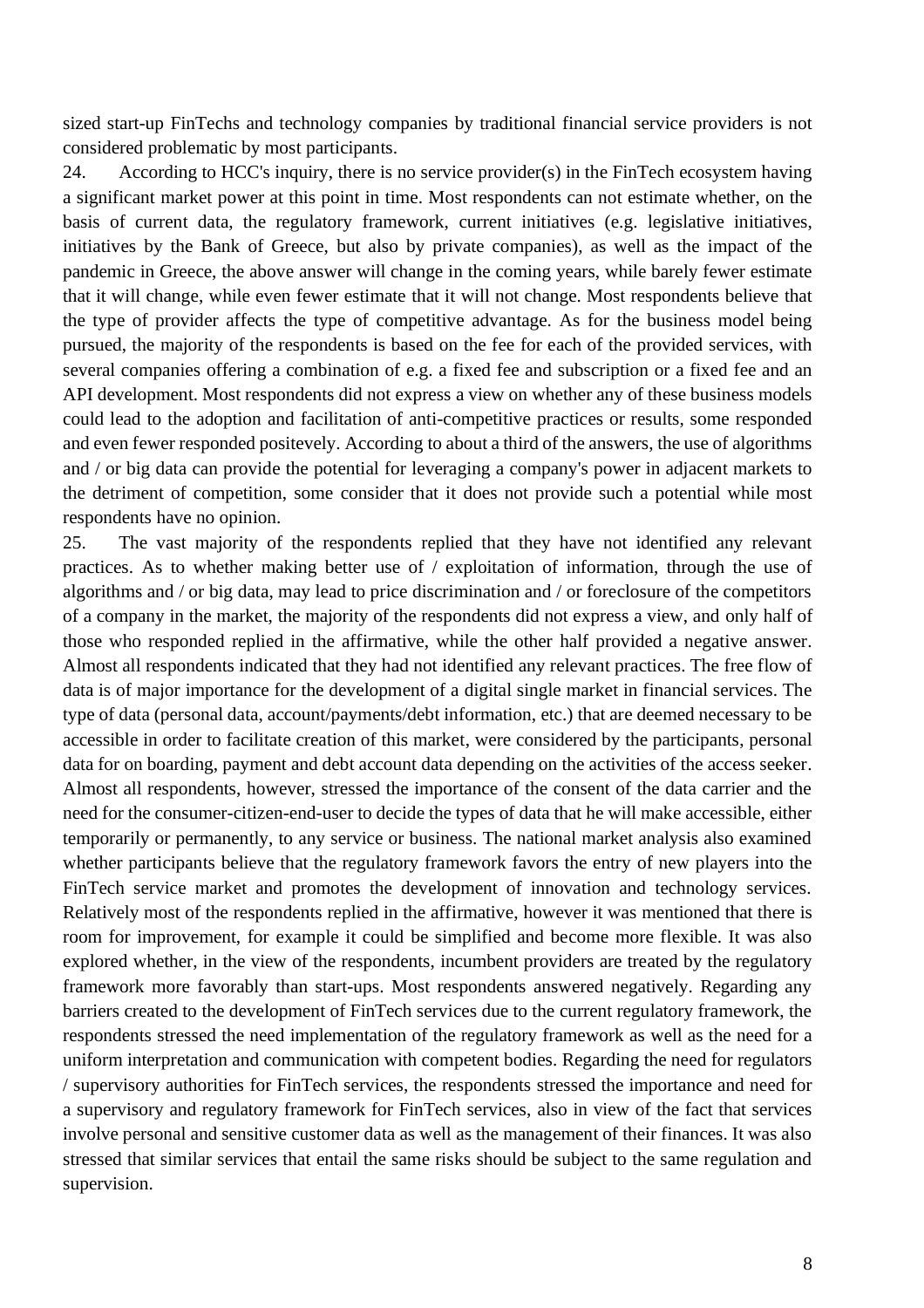sized start-up FinTechs and technology companies by traditional financial service providers is not considered problematic by most participants.

24. According to HCC's inquiry, there is no service provider(s) in the FinTech ecosystem having a significant market power at this point in time. Most respondents can not estimate whether, on the basis of current data, the regulatory framework, current initiatives (e.g. legislative initiatives, initiatives by the Bank of Greece, but also by private companies), as well as the impact of the pandemic in Greece, the above answer will change in the coming years, while barely fewer estimate that it will change, while even fewer estimate that it will not change. Most respondents believe that the type of provider affects the type of competitive advantage. As for the business model being pursued, the majority of the respondents is based on the fee for each of the provided services, with several companies offering a combination of e.g. a fixed fee and subscription or a fixed fee and an API development. Most respondents did not express a view on whether any of these business models could lead to the adoption and facilitation of anti-competitive practices or results, some responded and even fewer responded positevely. According to about a third of the answers, the use of algorithms and / or big data can provide the potential for leveraging a company's power in adjacent markets to the detriment of competition, some consider that it does not provide such a potential while most respondents have no opinion.

25. The vast majority of the respondents replied that they have not identified any relevant practices. As to whether making better use of / exploitation of information, through the use of algorithms and / or big data, may lead to price discrimination and / or foreclosure of the competitors of a company in the market, the majority of the respondents did not express a view, and only half of those who responded replied in the affirmative, while the other half provided a negative answer. Almost all respondents indicated that they had not identified any relevant practices. The free flow of data is of major importance for the development of a digital single market in financial services. The type of data (personal data, account/payments/debt information, etc.) that are deemed necessary to be accessible in order to facilitate creation of this market, were considered by the participants, personal data for on boarding, payment and debt account data depending on the activities of the access seeker. Almost all respondents, however, stressed the importance of the consent of the data carrier and the need for the consumer-citizen-end-user to decide the types of data that he will make accessible, either temporarily or permanently, to any service or business. The national market analysis also examined whether participants believe that the regulatory framework favors the entry of new players into the FinTech service market and promotes the development of innovation and technology services. Relatively most of the respondents replied in the affirmative, however it was mentioned that there is room for improvement, for example it could be simplified and become more flexible. It was also explored whether, in the view of the respondents, incumbent providers are treated by the regulatory framework more favorably than start-ups. Most respondents answered negatively. Regarding any barriers created to the development of FinTech services due to the current regulatory framework, the respondents stressed the need implementation of the regulatory framework as well as the need for a uniform interpretation and communication with competent bodies. Regarding the need for regulators / supervisory authorities for FinTech services, the respondents stressed the importance and need for a supervisory and regulatory framework for FinTech services, also in view of the fact that services involve personal and sensitive customer data as well as the management of their finances. It was also stressed that similar services that entail the same risks should be subject to the same regulation and supervision.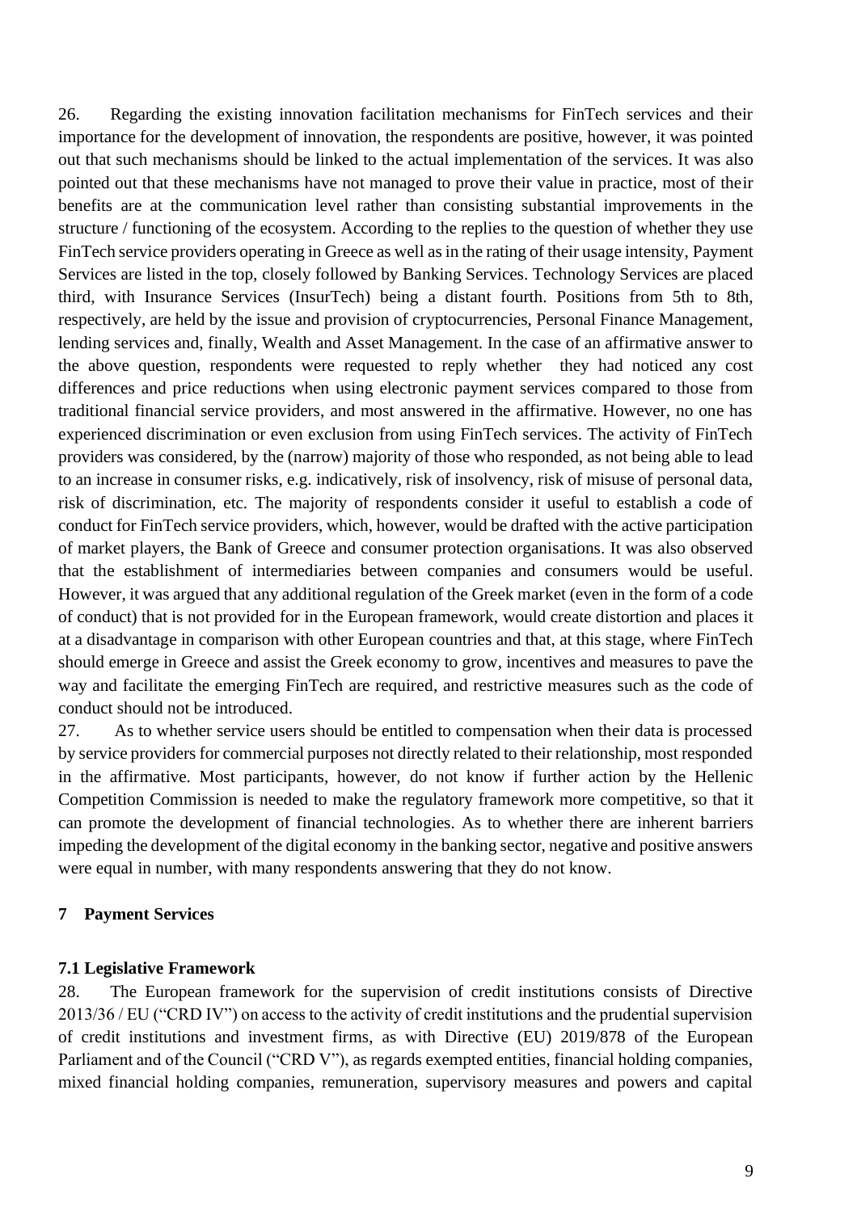26. Regarding the existing innovation facilitation mechanisms for FinTech services and their importance for the development of innovation, the respondents are positive, however, it was pointed out that such mechanisms should be linked to the actual implementation of the services. It was also pointed out that these mechanisms have not managed to prove their value in practice, most of their benefits are at the communication level rather than consisting substantial improvements in the structure / functioning of the ecosystem. According to the replies to the question of whether they use FinTech service providers operating in Greece as well as in the rating of their usage intensity, Payment Services are listed in the top, closely followed by Banking Services. Technology Services are placed third, with Insurance Services (InsurTech) being a distant fourth. Positions from 5th to 8th, respectively, are held by the issue and provision of cryptocurrencies, Personal Finance Management, lending services and, finally, Wealth and Asset Management. In the case of an affirmative answer to the above question, respondents were requested to reply whether they had noticed any cost differences and price reductions when using electronic payment services compared to those from traditional financial service providers, and most answered in the affirmative. However, no one has experienced discrimination or even exclusion from using FinTech services. The activity of FinTech providers was considered, by the (narrow) majority of those who responded, as not being able to lead to an increase in consumer risks, e.g. indicatively, risk of insolvency, risk of misuse of personal data, risk of discrimination, etc. The majority of respondents consider it useful to establish a code of conduct for FinTech service providers, which, however, would be drafted with the active participation of market players, the Bank of Greece and consumer protection organisations. It was also observed that the establishment of intermediaries between companies and consumers would be useful. However, it was argued that any additional regulation of the Greek market (even in the form of a code of conduct) that is not provided for in the European framework, would create distortion and places it at a disadvantage in comparison with other European countries and that, at this stage, where FinTech should emerge in Greece and assist the Greek economy to grow, incentives and measures to pave the way and facilitate the emerging FinTech are required, and restrictive measures such as the code of conduct should not be introduced.

27. As to whether service users should be entitled to compensation when their data is processed by service providers for commercial purposes not directly related to their relationship, most responded in the affirmative. Most participants, however, do not know if further action by the Hellenic Competition Commission is needed to make the regulatory framework more competitive, so that it can promote the development of financial technologies. As to whether there are inherent barriers impeding the development of the digital economy in the banking sector, negative and positive answers were equal in number, with many respondents answering that they do not know.

## 7 Payment Services

### 7.1 Legislative Framework

28. The European framework for the supervision of credit institutions consists of Directive 2013/36 / EU ("CRD IV") on access to the activity of credit institutions and the prudential supervision of credit institutions and investment firms, as with Directive (EU) 2019/878 of the European Parliament and of the Council ("CRD V"), as regards exempted entities, financial holding companies, mixed financial holding companies, remuneration, supervisory measures and powers and capital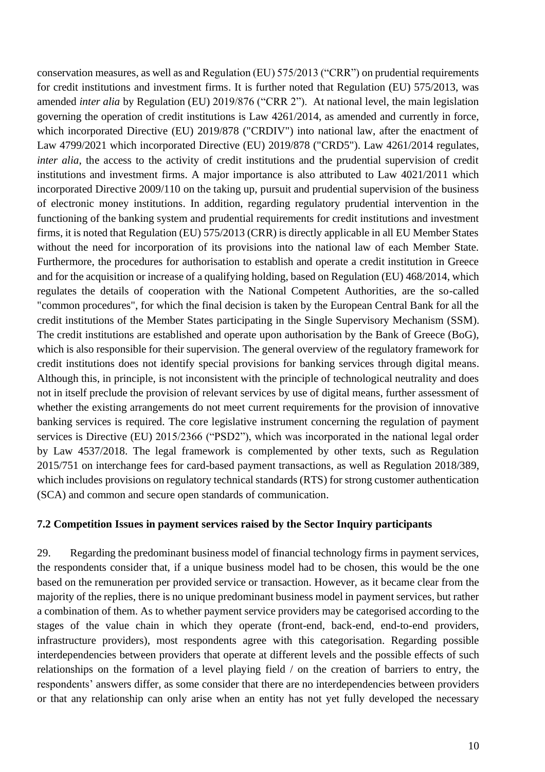conservation measures, as well as and Regulation (EU) 575/2013 ("CRR") on prudential requirements for credit institutions and investment firms. It is further noted that Regulation (EU) 575/2013, was amended *inter alia* by Regulation (EU) 2019/876 ("CRR 2"). At national level, the main legislation governing the operation of credit institutions is Law 4261/2014, as amended and currently in force, which incorporated Directive (EU) 2019/878 ("CRDIV") into national law, after the enactment of Law 4799/2021 which incorporated Directive (EU) 2019/878 ("CRD5"). Law 4261/2014 regulates, *inter alia*, the access to the activity of credit institutions and the prudential supervision of credit institutions and investment firms. A major importance is also attributed to Law 4021/2011 which incorporated Directive 2009/110 on the taking up, pursuit and prudential supervision of the business of electronic money institutions. In addition, regarding regulatory prudential intervention in the functioning of the banking system and prudential requirements for credit institutions and investment firms, it is noted that Regulation (EU) 575/2013 (CRR) is directly applicable in all EU Member States without the need for incorporation of its provisions into the national law of each Member State. Furthermore, the procedures for authorisation to establish and operate a credit institution in Greece and for the acquisition or increase of a qualifying holding, based on Regulation (EU) 468/2014, which regulates the details of cooperation with the National Competent Authorities, are the so-called "common procedures", for which the final decision is taken by the European Central Bank for all the credit institutions of the Member States participating in the Single Supervisory Mechanism (SSM). The credit institutions are established and operate upon authorisation by the Bank of Greece (BoG), which is also responsible for their supervision. The general overview of the regulatory framework for credit institutions does not identify special provisions for banking services through digital means. Although this, in principle, is not inconsistent with the principle of technological neutrality and does not in itself preclude the provision of relevant services by use of digital means, further assessment of whether the existing arrangements do not meet current requirements for the provision of innovative banking services is required. The core legislative instrument concerning the regulation of payment services is Directive (EU) 2015/2366 ("PSD2"), which was incorporated in the national legal order by Law 4537/2018. The legal framework is complemented by other texts, such as Regulation 2015/751 on interchange fees for card-based payment transactions, as well as Regulation 2018/389, which includes provisions on regulatory technical standards (RTS) for strong customer authentication (SCA) and common and secure open standards of communication.

### 7.2 Competition Issues in payment services raised by the Sector Inquiry participants

29. Regarding the predominant business model of financial technology firms in payment services, the respondents consider that, if a unique business model had to be chosen, this would be the one based on the remuneration per provided service or transaction. However, as it became clear from the majority of the replies, there is no unique predominant business model in payment services, but rather a combination of them. As to whether payment service providers may be categorised according to the stages of the value chain in which they operate (front-end, back-end, end-to-end providers, infrastructure providers), most respondents agree with this categorisation. Regarding possible interdependencies between providers that operate at different levels and the possible effects of such relationships on the formation of a level playing field / on the creation of barriers to entry, the respondents' answers differ, as some consider that there are no interdependencies between providers or that any relationship can only arise when an entity has not yet fully developed the necessary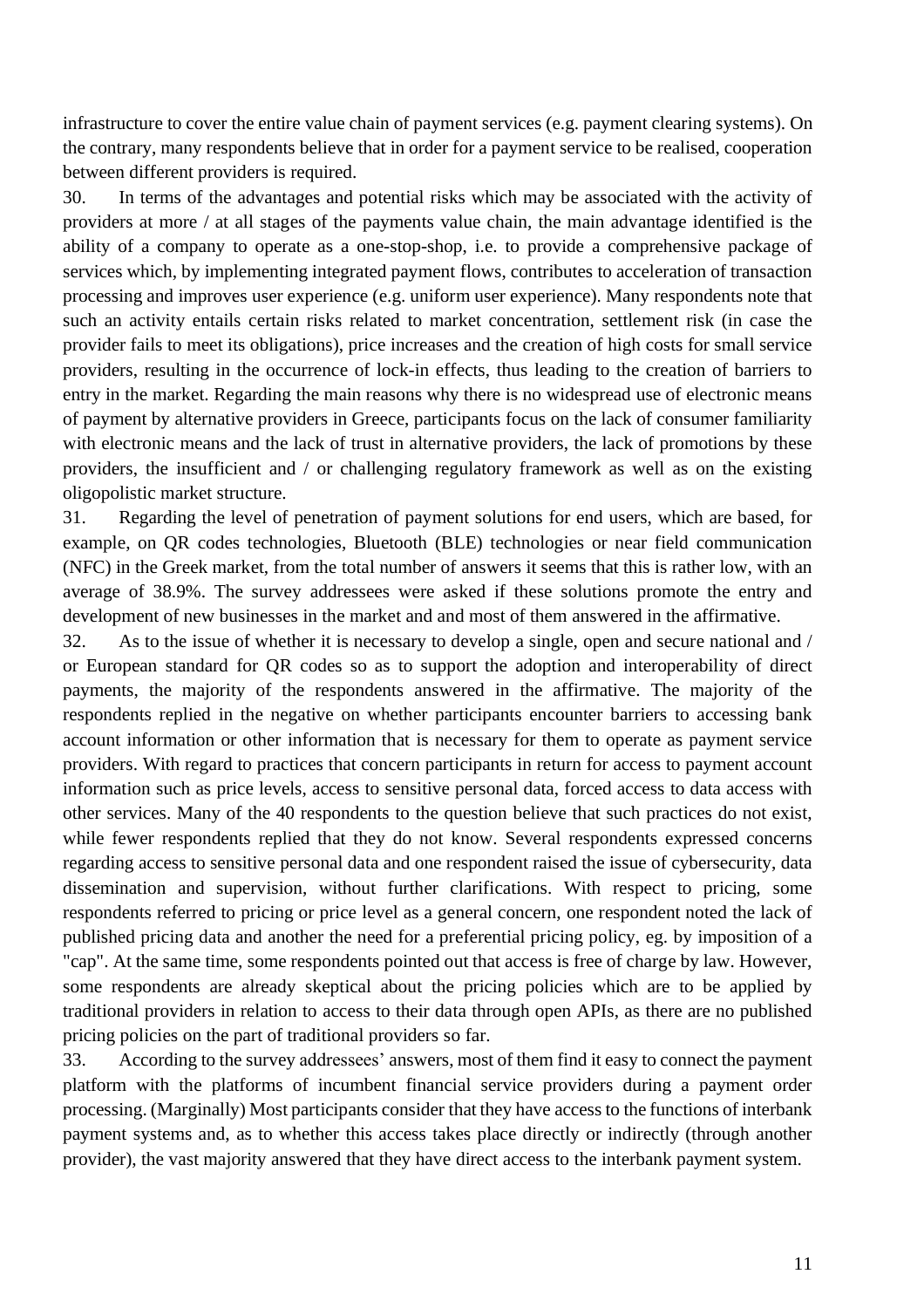infrastructure to cover the entire value chain of payment services (e.g. payment clearing systems). On the contrary, many respondents believe that in order for a payment service to be realised, cooperation between different providers is required.

30. In terms of the advantages and potential risks which may be associated with the activity of providers at more / at all stages of the payments value chain, the main advantage identified is the ability of a company to operate as a one-stop-shop, i.e. to provide a comprehensive package of services which, by implementing integrated payment flows, contributes to acceleration of transaction processing and improves user experience (e.g. uniform user experience). Many respondents note that such an activity entails certain risks related to market concentration, settlement risk (in case the provider fails to meet its obligations), price increases and the creation of high costs for small service providers, resulting in the occurrence of lock-in effects, thus leading to the creation of barriers to entry in the market. Regarding the main reasons why there is no widespread use of electronic means of payment by alternative providers in Greece, participants focus on the lack of consumer familiarity with electronic means and the lack of trust in alternative providers, the lack of promotions by these providers, the insufficient and / or challenging regulatory framework as well as on the existing oligopolistic market structure.

31. Regarding the level of penetration of payment solutions for end users, which are based, for example, on QR codes technologies, Bluetooth (BLE) technologies or near field communication (NFC) in the Greek market, from the total number of answers it seems that this is rather low, with an average of 38.9%. The survey addressees were asked if these solutions promote the entry and development of new businesses in the market and and most of them answered in the affirmative.

32. As to the issue of whether it is necessary to develop a single, open and secure national and / or European standard for QR codes so as to support the adoption and interoperability of direct payments, the majority of the respondents answered in the affirmative. The majority of the respondents replied in the negative on whether participants encounter barriers to accessing bank account information or other information that is necessary for them to operate as payment service providers. With regard to practices that concern participants in return for access to payment account information such as price levels, access to sensitive personal data, forced access to data access with other services. Many of the 40 respondents to the question believe that such practices do not exist, while fewer respondents replied that they do not know. Several respondents expressed concerns regarding access to sensitive personal data and one respondent raised the issue of cybersecurity, data dissemination and supervision, without further clarifications. With respect to pricing, some respondents referred to pricing or price level as a general concern, one respondent noted the lack of published pricing data and another the need for a preferential pricing policy, eg. by imposition of a "cap". At the same time, some respondents pointed out that access is free of charge by law. However, some respondents are already skeptical about the pricing policies which are to be applied by traditional providers in relation to access to their data through open APIs, as there are no published pricing policies on the part of traditional providers so far.

33. According to the survey addressees' answers, most of them find it easy to connect the payment platform with the platforms of incumbent financial service providers during a payment order processing. (Marginally) Most participants consider that they have access to the functions of interbank payment systems and, as to whether this access takes place directly or indirectly (through another provider), the vast majority answered that they have direct access to the interbank payment system.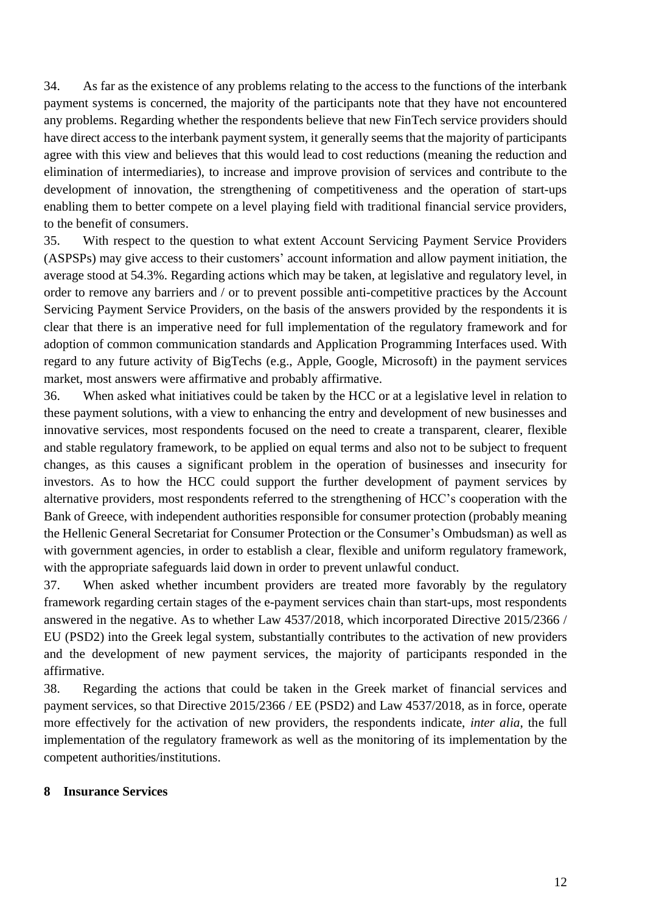34. As far as the existence of any problems relating to the access to the functions of the interbank payment systems is concerned, the majority of the participants note that they have not encountered any problems. Regarding whether the respondents believe that new FinTech service providers should have direct access to the interbank payment system, it generally seems that the majority of participants agree with this view and believes that this would lead to cost reductions (meaning the reduction and elimination of intermediaries), to increase and improve provision of services and contribute to the development of innovation, the strengthening of competitiveness and the operation of start-ups enabling them to better compete on a level playing field with traditional financial service providers, to the benefit of consumers.

35. With respect to the question to what extent Account Servicing Payment Service Providers (ASPSPs) may give access to their customers' account information and allow payment initiation, the average stood at 54.3%. Regarding actions which may be taken, at legislative and regulatory level, in order to remove any barriers and / or to prevent possible anti-competitive practices by the Account Servicing Payment Service Providers, on the basis of the answers provided by the respondents it is clear that there is an imperative need for full implementation of the regulatory framework and for adoption of common communication standards and Application Programming Interfaces used. With regard to any future activity of BigTechs (e.g., Apple, Google, Microsoft) in the payment services market, most answers were affirmative and probably affirmative.

36. When asked what initiatives could be taken by the HCC or at a legislative level in relation to these payment solutions, with a view to enhancing the entry and development of new businesses and innovative services, most respondents focused on the need to create a transparent, clearer, flexible and stable regulatory framework, to be applied on equal terms and also not to be subject to frequent changes, as this causes a significant problem in the operation of businesses and insecurity for investors. As to how the HCC could support the further development of payment services by alternative providers, most respondents referred to the strengthening of HCC's cooperation with the Bank of Greece, with independent authorities responsible for consumer protection (probably meaning the Hellenic General Secretariat for Consumer Protection or the Consumer's Ombudsman) as well as with government agencies, in order to establish a clear, flexible and uniform regulatory framework, with the appropriate safeguards laid down in order to prevent unlawful conduct.

37. When asked whether incumbent providers are treated more favorably by the regulatory framework regarding certain stages of the e-payment services chain than start-ups, most respondents answered in the negative. As to whether Law 4537/2018, which incorporated Directive 2015/2366 / EU (PSD2) into the Greek legal system, substantially contributes to the activation of new providers and the development of new payment services, the majority of participants responded in the affirmative.

38. Regarding the actions that could be taken in the Greek market of financial services and payment services, so that Directive 2015/2366 / EE (PSD2) and Law 4537/2018, as in force, operate more effectively for the activation of new providers, the respondents indicate, *inter alia*, the full implementation of the regulatory framework as well as the monitoring of its implementation by the competent authorities/institutions.

## 8 Insurance Services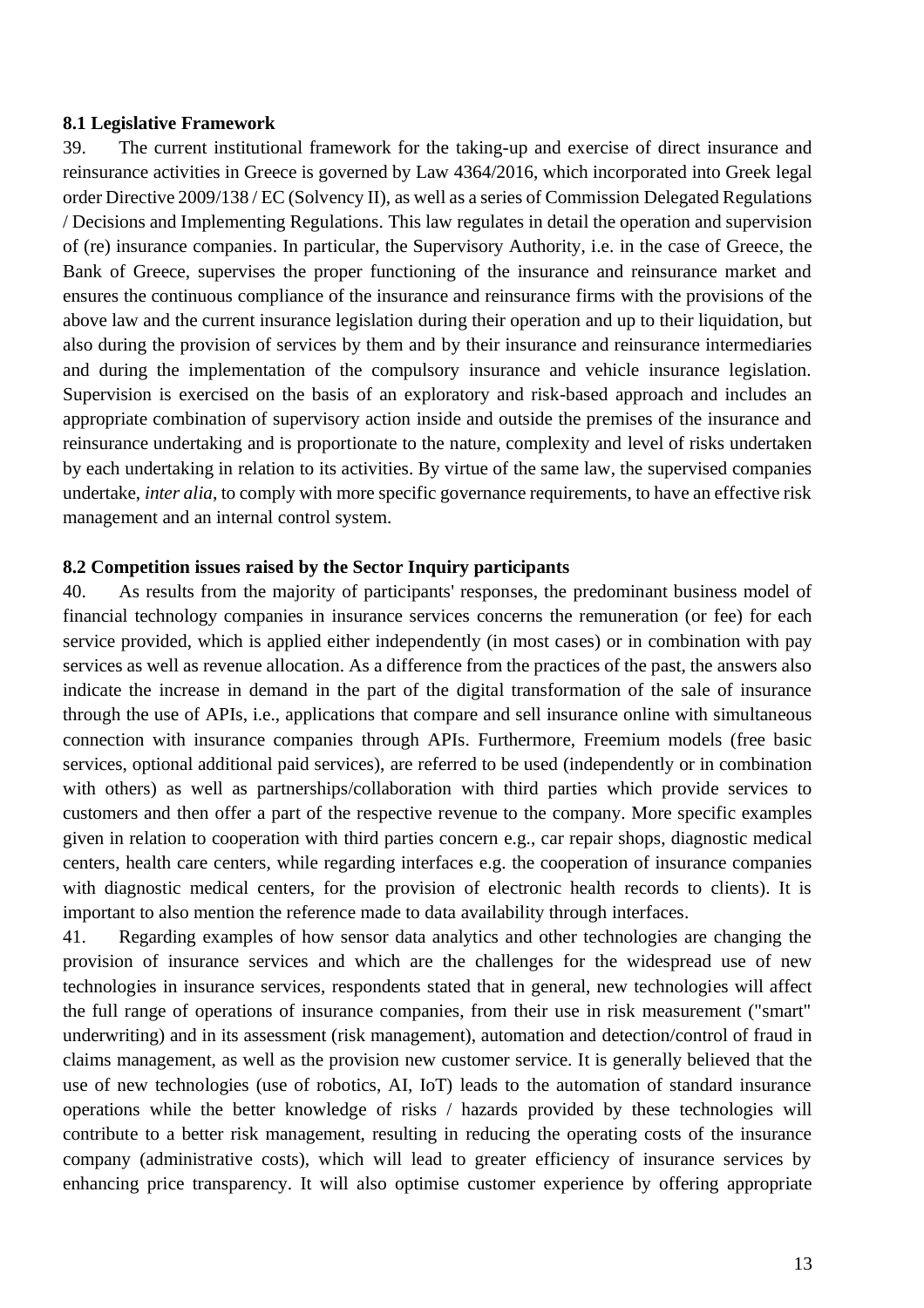**8.1 Legislative Framework**

39. The current institutional framework for the taking-up and exercise of direct insurance and reinsurance activities in Greece is governed by Law 4364/2016, which incorporated into Greek legal order Directive 2009/138 / EC (Solvency II), as well as a series of Commission Delegated Regulations / Decisions and Implementing Regulations. This law regulates in detail the operation and supervision of (re) insurance companies. In particular, the Supervisory Authority, i.e. in the case of Greece, the Bank of Greece, supervises the proper functioning of the insurance and reinsurance market and ensures the continuous compliance of the insurance and reinsurance firms with the provisions of the above law and the current insurance legislation during their operation and up to their liquidation, but also during the provision of services by them and by their insurance and reinsurance intermediaries and during the implementation of the compulsory insurance and vehicle insurance legislation. Supervision is exercised on the basis of an exploratory and risk-based approach and includes an appropriate combination of supervisory action inside and outside the premises of the insurance and reinsurance undertaking and is proportionate to the nature, complexity and level of risks undertaken by each undertaking in relation to its activities. By virtue of the same law, the supervised companies undertake, *inter alia*, to comply with more specific governance requirements, to have an effective risk management and an internal control system.

**8.2 Competition issues raised by the Sector Inquiry participants**

40. As results from the majority of participants' responses, the predominant business model of financial technology companies in insurance services concerns the remuneration (or fee) for each service provided, which is applied either independently (in most cases) or in combination with pay services as well as revenue allocation. As a difference from the practices of the past, the answers also indicate the increase in demand in the part of the digital transformation of the sale of insurance through the use of APIs, i.e., applications that compare and sell insurance online with simultaneous connection with insurance companies through APIs. Furthermore, Freemium models (free basic services, optional additional paid services), are referred to be used (independently or in combination with others) as well as partnerships/collaboration with third parties which provide services to customers and then offer a part of the respective revenue to the company. More specific examples given in relation to cooperation with third parties concern e.g., car repair shops, diagnostic medical centers, health care centers, while regarding interfaces e.g. the cooperation of insurance companies with diagnostic medical centers, for the provision of electronic health records to clients). It is important to also mention the reference made to data availability through interfaces.

41. Regarding examples of how sensor data analytics and other technologies are changing the provision of insurance services and which are the challenges for the widespread use of new technologies in insurance services, respondents stated that in general, new technologies will affect the full range of operations of insurance companies, from their use in risk measurement ("smart" underwriting) and in its assessment (risk management), automation and detection/control of fraud in claims management, as well as the provision new customer service. It is generally believed that the use of new technologies (use of robotics, AI, IoT) leads to the automation of standard insurance operations while the better knowledge of risks / hazards provided by these technologies will contribute to a better risk management, resulting in reducing the operating costs of the insurance company (administrative costs), which will lead to greater efficiency of insurance services by enhancing price transparency. It will also optimise customer experience by offering appropriate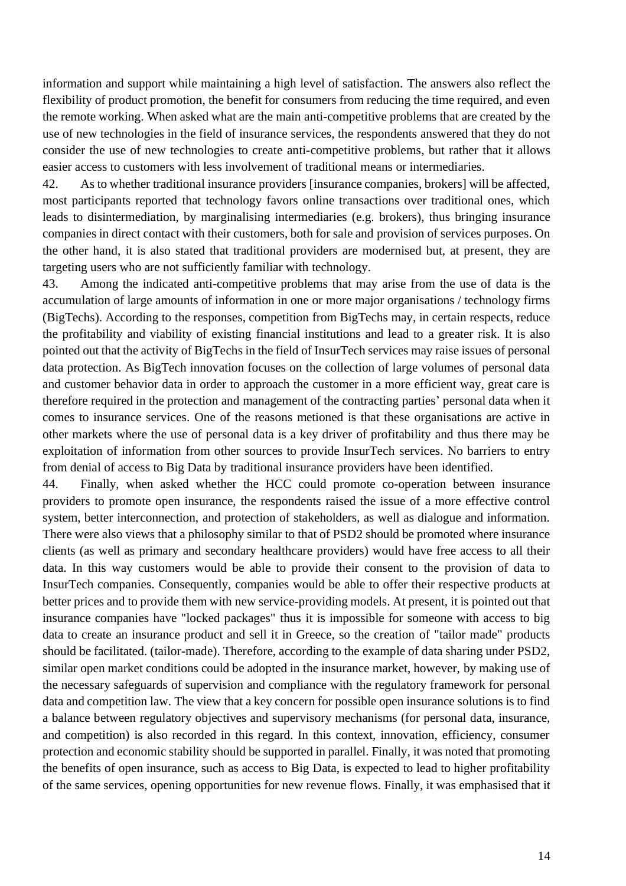information and support while maintaining a high level of satisfaction. The answers also reflect the flexibility of product promotion, the benefit for consumers from reducing the time required, and even the remote working. When asked what are the main anti-competitive problems that are created by the use of new technologies in the field of insurance services, the respondents answered that they do not consider the use of new technologies to create anti-competitive problems, but rather that it allows easier access to customers with less involvement of traditional means or intermediaries.

42. As to whether traditional insurance providers [insurance companies, brokers] will be affected, most participants reported that technology favors online transactions over traditional ones, which leads to disintermediation, by marginalising intermediaries (e.g. brokers), thus bringing insurance companies in direct contact with their customers, both for sale and provision of services purposes. On the other hand, it is also stated that traditional providers are modernised but, at present, they are targeting users who are not sufficiently familiar with technology.

43. Among the indicated anti-competitive problems that may arise from the use of data is the accumulation of large amounts of information in one or more major organisations / technology firms (BigTechs). According to the responses, competition from BigTechs may, in certain respects, reduce the profitability and viability of existing financial institutions and lead to a greater risk. It is also pointed out that the activity of BigTechs in the field of InsurTech services may raise issues of personal data protection. As BigTech innovation focuses on the collection of large volumes of personal data and customer behavior data in order to approach the customer in a more efficient way, great care is therefore required in the protection and management of the contracting parties' personal data when it comes to insurance services. One of the reasons metioned is that these organisations are active in other markets where the use of personal data is a key driver of profitability and thus there may be exploitation of information from other sources to provide InsurTech services. No barriers to entry from denial of access to Big Data by traditional insurance providers have been identified.

44. Finally, when asked whether the HCC could promote co-operation between insurance providers to promote open insurance, the respondents raised the issue of a more effective control system, better interconnection, and protection of stakeholders, as well as dialogue and information. There were also views that a philosophy similar to that of PSD2 should be promoted where insurance clients (as well as primary and secondary healthcare providers) would have free access to all their data. In this way customers would be able to provide their consent to the provision of data to InsurTech companies. Consequently, companies would be able to offer their respective products at better prices and to provide them with new service-providing models. At present, it is pointed out that insurance companies have "locked packages" thus it is impossible for someone with access to big data to create an insurance product and sell it in Greece, so the creation of "tailor made" products should be facilitated. (tailor-made). Therefore, according to the example of data sharing under PSD2, similar open market conditions could be adopted in the insurance market, however, by making use of the necessary safeguards of supervision and compliance with the regulatory framework for personal data and competition law. The view that a key concern for possible open insurance solutions is to find a balance between regulatory objectives and supervisory mechanisms (for personal data, insurance, and competition) is also recorded in this regard. In this context, innovation, efficiency, consumer protection and economic stability should be supported in parallel. Finally, it was noted that promoting the benefits of open insurance, such as access to Big Data, is expected to lead to higher profitability of the same services, opening opportunities for new revenue flows. Finally, it was emphasised that it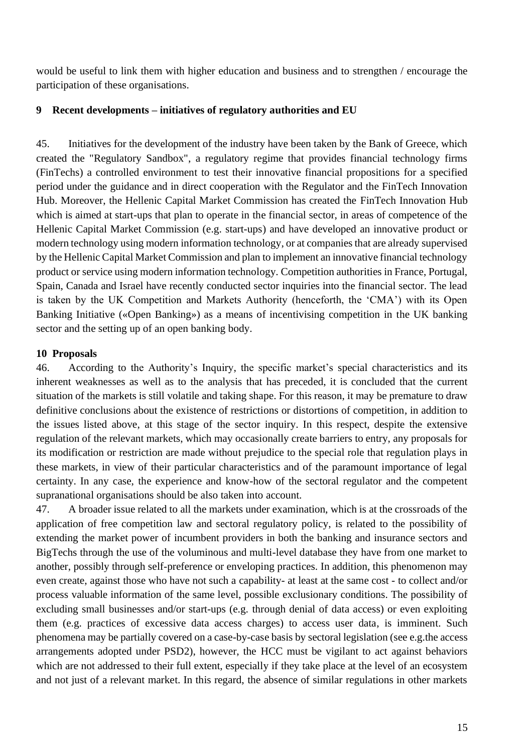would be useful to link them with higher education and business and to strengthen / encourage the participation of these organisations.

## 9 Recent developments – initiatives of regulatory authorities and EU

45. Initiatives for the development of the industry have been taken by the Bank of Greece, which created the "Regulatory Sandbox", a regulatory regime that provides financial technology firms (FinTechs) a controlled environment to test their innovative financial propositions for a specified period under the guidance and in direct cooperation with the Regulator and the FinTech Innovation Hub. Moreover, the Hellenic Capital Market Commission has created the FinTech Innovation Hub which is aimed at start-ups that plan to operate in the financial sector, in areas of competence of the Hellenic Capital Market Commission (e.g. start-ups) and have developed an innovative product or modern technology using modern information technology, or at companies that are already supervised by the Hellenic Capital Market Commission and plan to implement an innovative financial technology product or service using modern information technology. Competition authorities in France, Portugal, Spain, Canada and Israel have recently conducted sector inquiries into the financial sector. The lead is taken by the UK Competition and Markets Authority (henceforth, the 'CMA') with its Open Banking Initiative («Open Banking») as a means of incentivising competition in the UK banking sector and the setting up of an open banking body.

## 10 Proposals

46. According to the Authority's Inquiry, the specific market's special characteristics and its inherent weaknesses as well as to the analysis that has preceded, it is concluded that the current situation of the markets is still volatile and taking shape. For this reason, it may be premature to draw definitive conclusions about the existence of restrictions or distortions of competition, in addition to the issues listed above, at this stage of the sector inquiry. In this respect, despite the extensive regulation of the relevant markets, which may occasionally create barriers to entry, any proposals for its modification or restriction are made without prejudice to the special role that regulation plays in these markets, in view of their particular characteristics and of the paramount importance of legal certainty. In any case, the experience and know-how of the sectoral regulator and the competent supranational organisations should be also taken into account.

47. A broader issue related to all the markets under examination, which is at the crossroads of the application of free competition law and sectoral regulatory policy, is related to the possibility of extending the market power of incumbent providers in both the banking and insurance sectors and BigTechs through the use of the voluminous and multi-level database they have from one market to another, possibly through self-preference or enveloping practices. In addition, this phenomenon may even create, against those who have not such a capability- at least at the same cost - to collect and/or process valuable information of the same level, possible exclusionary conditions. The possibility of excluding small businesses and/or start-ups (e.g. through denial of data access) or even exploiting them (e.g. practices of excessive data access charges) to access user data, is imminent. Such phenomena may be partially covered on a case-by-case basis by sectoral legislation (see e.g.the access arrangements adopted under PSD2), however, the HCC must be vigilant to act against behaviors which are not addressed to their full extent, especially if they take place at the level of an ecosystem and not just of a relevant market. In this regard, the absence of similar regulations in other markets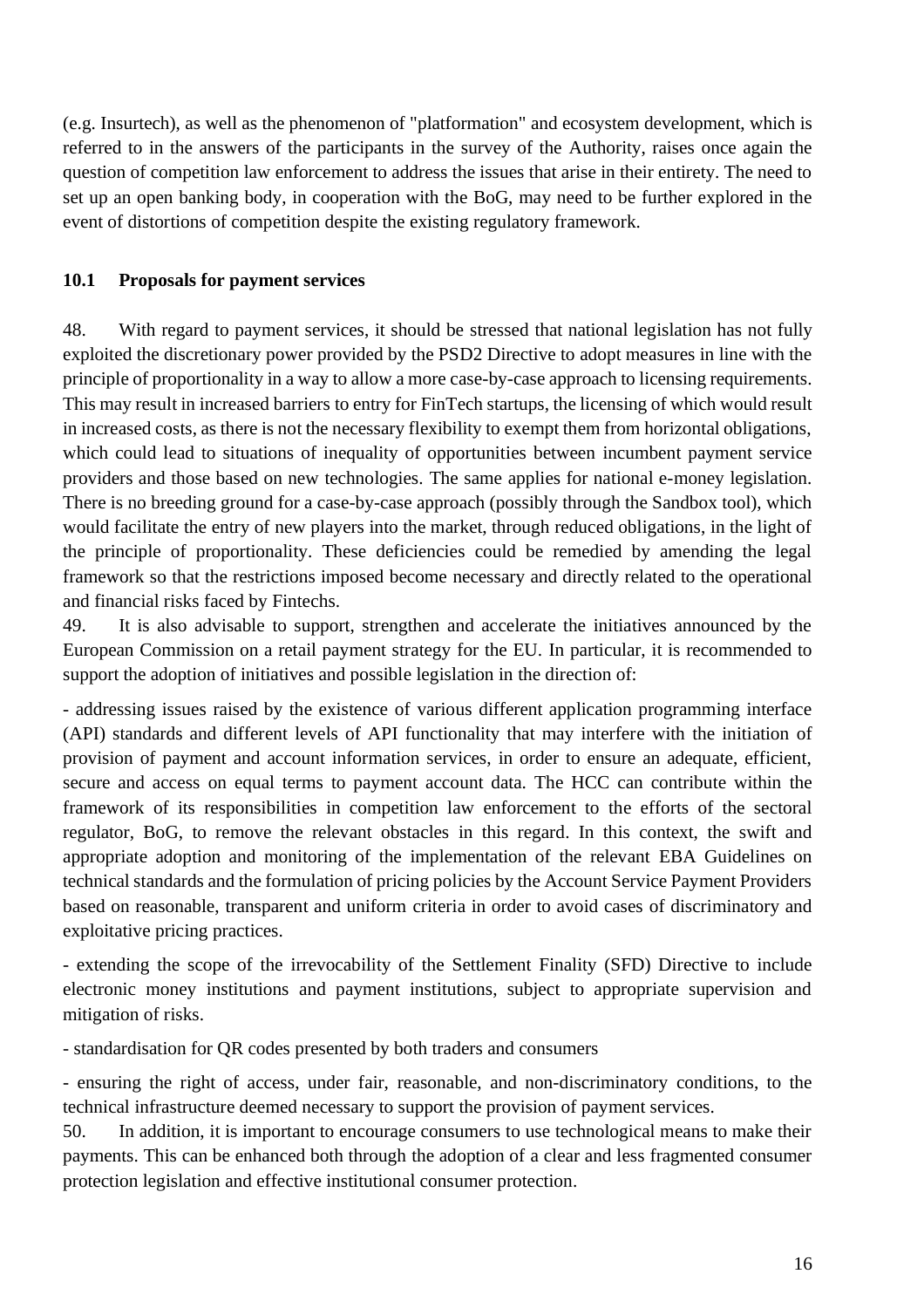(e.g. Insurtech), as well as the phenomenon of "platformation" and ecosystem development, which is referred to in the answers of the participants in the survey of the Authority, raises once again the question of competition law enforcement to address the issues that arise in their entirety. The need to set up an open banking body, in cooperation with the BoG, may need to be further explored in the event of distortions of competition despite the existing regulatory framework.

### 10.1 Proposals for payment services

48. With regard to payment services, it should be stressed that national legislation has not fully exploited the discretionary power provided by the PSD2 Directive to adopt measures in line with the principle of proportionality in a way to allow a more case-by-case approach to licensing requirements. This may result in increased barriers to entry for FinTech startups, the licensing of which would result in increased costs, as there is not the necessary flexibility to exempt them from horizontal obligations, which could lead to situations of inequality of opportunities between incumbent payment service providers and those based on new technologies. The same applies for national e-money legislation. There is no breeding ground for a case-by-case approach (possibly through the Sandbox tool), which would facilitate the entry of new players into the market, through reduced obligations, in the light of the principle of proportionality. These deficiencies could be remedied by amending the legal framework so that the restrictions imposed become necessary and directly related to the operational and financial risks faced by Fintechs.

49. It is also advisable to support, strengthen and accelerate the initiatives announced by the European Commission on a retail payment strategy for the EU. In particular, it is recommended to support the adoption of initiatives and possible legislation in the direction of:

- addressing issues raised by the existence of various different application programming interface (API) standards and different levels of API functionality that may interfere with the initiation of provision of payment and account information services, in order to ensure an adequate, efficient, secure and access on equal terms to payment account data. The HCC can contribute within the framework of its responsibilities in competition law enforcement to the efforts of the sectoral regulator, BoG, to remove the relevant obstacles in this regard. In this context, the swift and appropriate adoption and monitoring of the implementation of the relevant EBA Guidelines on technical standards and the formulation of pricing policies by the Account Service Payment Providers based on reasonable, transparent and uniform criteria in order to avoid cases of discriminatory and exploitative pricing practices.

- extending the scope of the irrevocability of the Settlement Finality (SFD) Directive to include electronic money institutions and payment institutions, subject to appropriate supervision and mitigation of risks.

- standardisation for QR codes presented by both traders and consumers

- ensuring the right of access, under fair, reasonable, and non-discriminatory conditions, to the technical infrastructure deemed necessary to support the provision of payment services.

50. In addition, it is important to encourage consumers to use technological means to make their payments. This can be enhanced both through the adoption of a clear and less fragmented consumer protection legislation and effective institutional consumer protection.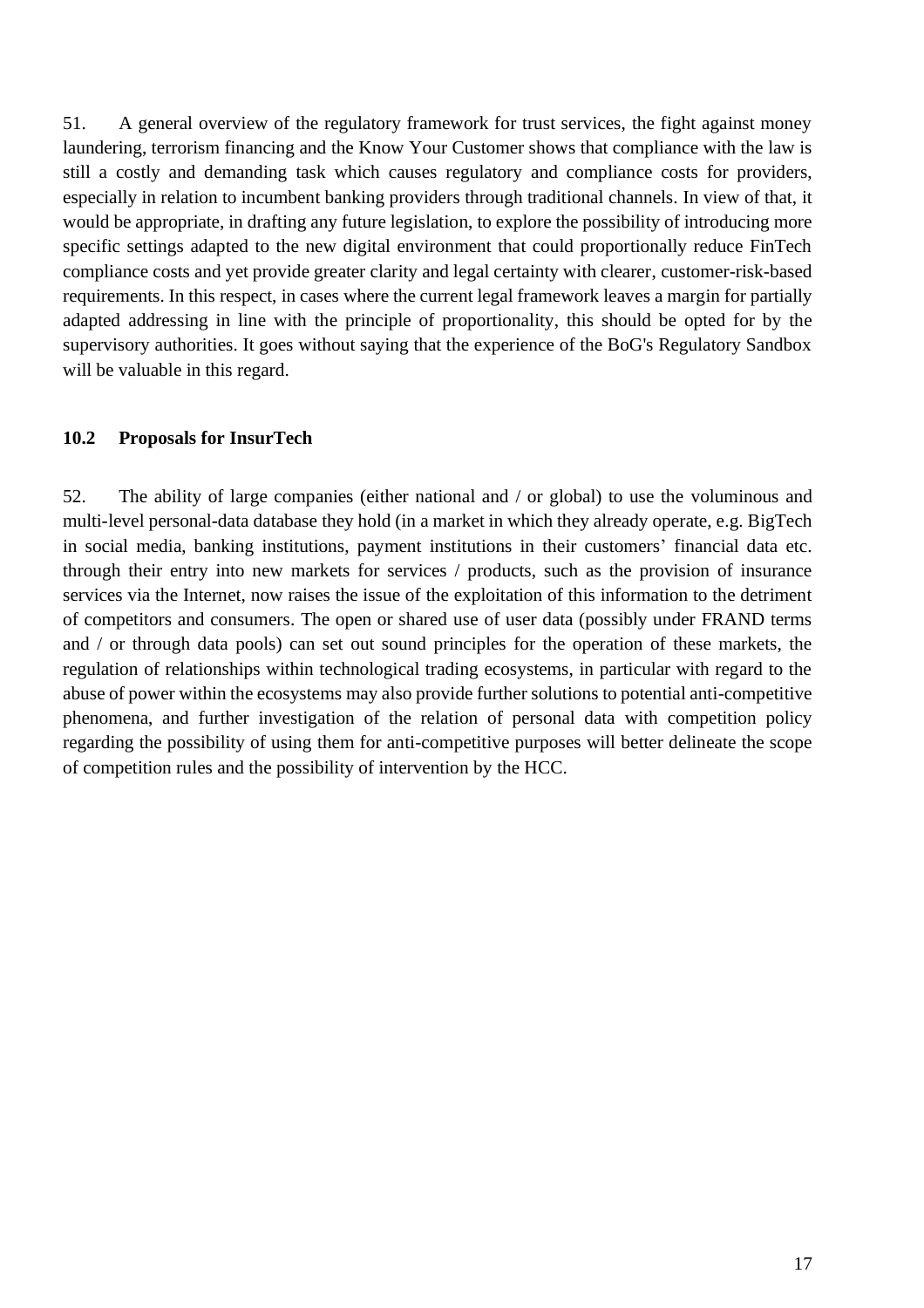51. A general overview of the regulatory framework for trust services, the fight against money laundering, terrorism financing and the Know Your Customer shows that compliance with the law is still a costly and demanding task which causes regulatory and compliance costs for providers, especially in relation to incumbent banking providers through traditional channels. In view of that, it would be appropriate, in drafting any future legislation, to explore the possibility of introducing more specific settings adapted to the new digital environment that could proportionally reduce FinTech compliance costs and yet provide greater clarity and legal certainty with clearer, customer-risk-based requirements. In this respect, in cases where the current legal framework leaves a margin for partially adapted addressing in line with the principle of proportionality, this should be opted for by the supervisory authorities. It goes without saying that the experience of the BoG's Regulatory Sandbox will be valuable in this regard.

### 10.2 Proposals for InsurTech

52. The ability of large companies (either national and / or global) to use the voluminous and multi-level personal-data database they hold (in a market in which they already operate, e.g. BigTech in social media, banking institutions, payment institutions in their customers' financial data etc. through their entry into new markets for services / products, such as the provision of insurance services via the Internet, now raises the issue of the exploitation of this information to the detriment of competitors and consumers. The open or shared use of user data (possibly under FRAND terms and / or through data pools) can set out sound principles for the operation of these markets, the regulation of relationships within technological trading ecosystems, in particular with regard to the abuse of power within the ecosystems may also provide further solutions to potential anti-competitive phenomena, and further investigation of the relation of personal data with competition policy regarding the possibility of using them for anti-competitive purposes will better delineate the scope of competition rules and the possibility of intervention by the HCC.